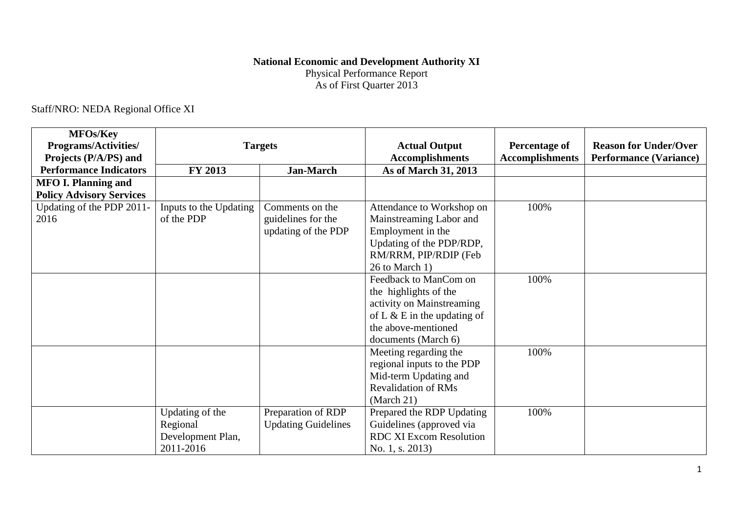**National Economic and Development Authority XI**
Physical Performance Report
As of First Quarter 2013

Staff/NRO: NEDA Regional Office XI

| MFOs/Key Programs/Activities/ Projects (P/A/PS) and Performance Indicators | Targets | | Actual Output Accomplishments | Percentage of Accomplishments | Reason for Under/Over Performance (Variance) |
|---|---|---|---|---|---|
| | FY 2013 | Jan-March | As of March 31, 2013 | | |
| **MFO I. Planning and Policy Advisory Services** | | | | | |
| Updating of the PDP 2011-2016 | Inputs to the Updating of the PDP | Comments on the guidelines for the updating of the PDP | Attendance to Workshop on Mainstreaming Labor and Employment in the Updating of the PDP/RDP, RM/RRM, PIP/RDIP (Feb 26 to March 1) | 100% | |
| | | | Feedback to ManCom on the highlights of the activity on Mainstreaming of L & E in the updating of the above-mentioned documents (March 6) | 100% | |
| | | | Meeting regarding the regional inputs to the PDP Mid-term Updating and Revalidation of RMs (March 21) | 100% | |
| | Updating of the Regional Development Plan, 2011-2016 | Preparation of RDP Updating Guidelines | Prepared the RDP Updating Guidelines (approved via RDC XI Excom Resolution No. 1, s. 2013) | 100% | |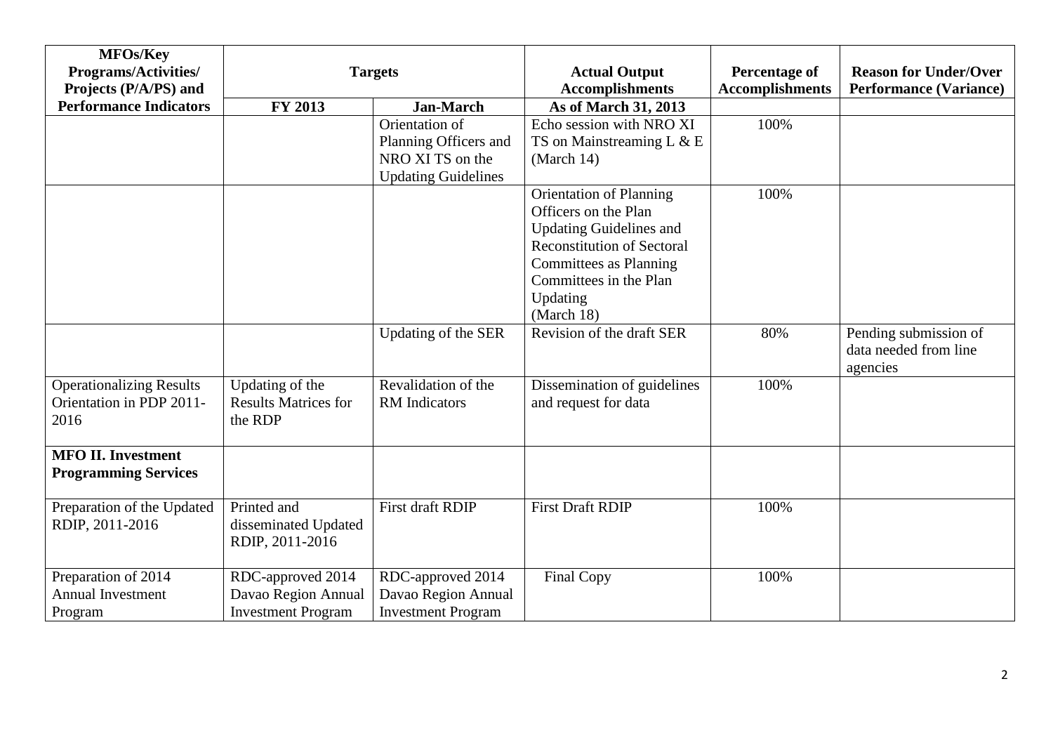| MFOs/Key Programs/Activities/ Projects (P/A/PS) and Performance Indicators | Targets | | Actual Output Accomplishments | Percentage of Accomplishments | Reason for Under/Over Performance (Variance) |
|---|---|---|---|---|---|
| | FY 2013 | Jan-March | As of March 31, 2013 | | |
| | | Orientation of Planning Officers and NRO XI TS on the Updating Guidelines | Echo session with NRO XI TS on Mainstreaming L & E (March 14) | 100% | |
| | | | Orientation of Planning Officers on the Plan Updating Guidelines and Reconstitution of Sectoral Committees as Planning Committees in the Plan Updating (March 18) | 100% | |
| | | Updating of the SER | Revision of the draft SER | 80% | Pending submission of data needed from line agencies |
| Operationalizing Results Orientation in PDP 2011-2016 | Updating of the Results Matrices for the RDP | Revalidation of the RM Indicators | Dissemination of guidelines and request for data | 100% | |
| **MFO II. Investment Programming Services** | | | | | |
| Preparation of the Updated RDIP, 2011-2016 | Printed and disseminated Updated RDIP, 2011-2016 | First draft RDIP | First Draft RDIP | 100% | |
| Preparation of 2014 Annual Investment Program | RDC-approved 2014 Davao Region Annual Investment Program | RDC-approved 2014 Davao Region Annual Investment Program | Final Copy | 100% | |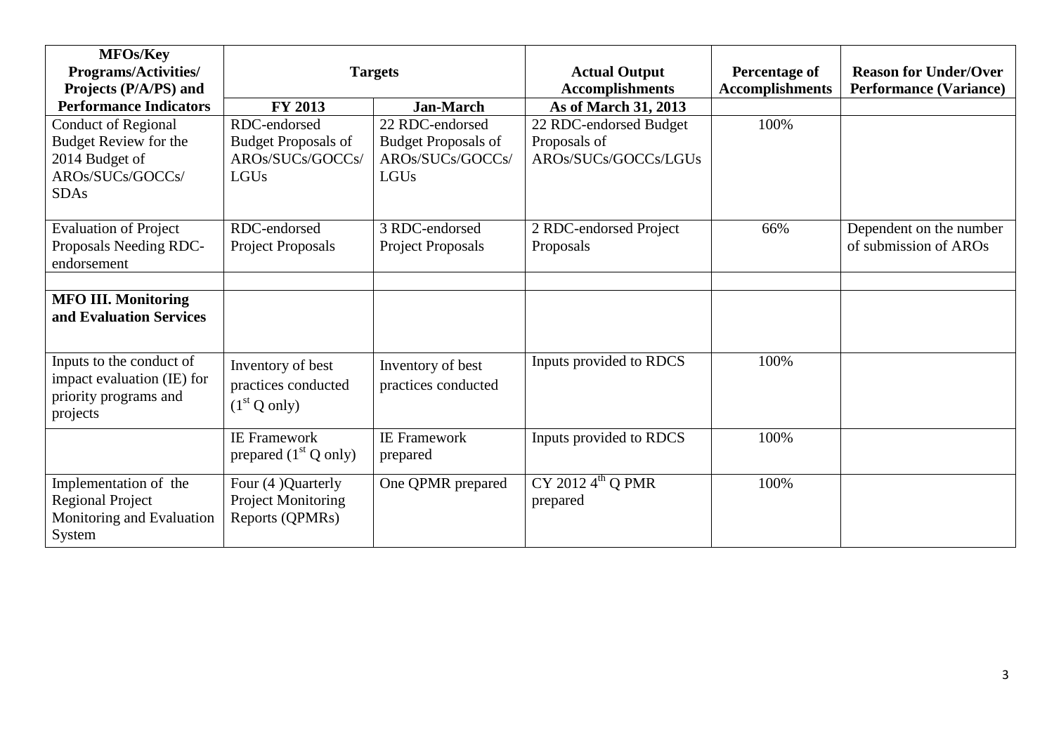| MFOs/Key Programs/Activities/ Projects (P/A/PS) and Performance Indicators | Targets | | Actual Output Accomplishments | Percentage of Accomplishments | Reason for Under/Over Performance (Variance) |
|---|---|---|---|---|---|
| | FY 2013 | Jan-March | As of March 31, 2013 | | |
| Conduct of Regional Budget Review for the 2014 Budget of AROs/SUCs/GOCCs/ SDAs | RDC-endorsed Budget Proposals of AROs/SUCs/GOCCs/ LGUs | 22 RDC-endorsed Budget Proposals of AROs/SUCs/GOCCs/ LGUs | 22 RDC-endorsed Budget Proposals of AROs/SUCs/GOCCs/LGUs | 100% | |
| Evaluation of Project Proposals Needing RDC-endorsement | RDC-endorsed Project Proposals | 3 RDC-endorsed Project Proposals | 2 RDC-endorsed Project Proposals | 66% | Dependent on the number of submission of AROs |
| | | | | | |
| **MFO III. Monitoring and Evaluation Services** | | | | | |
| Inputs to the conduct of impact evaluation (IE) for priority programs and projects | Inventory of best practices conducted ($1^{st}$ Q only) | Inventory of best practices conducted | Inputs provided to RDCS | 100% | |
| | IE Framework prepared ($1^{st}$ Q only) | IE Framework prepared | Inputs provided to RDCS | 100% | |
| Implementation of the Regional Project Monitoring and Evaluation System | Four (4 )Quarterly Project Monitoring Reports (QPMRs) | One QPMR prepared | CY 2012 $4^{th}$ Q PMR prepared | 100% | |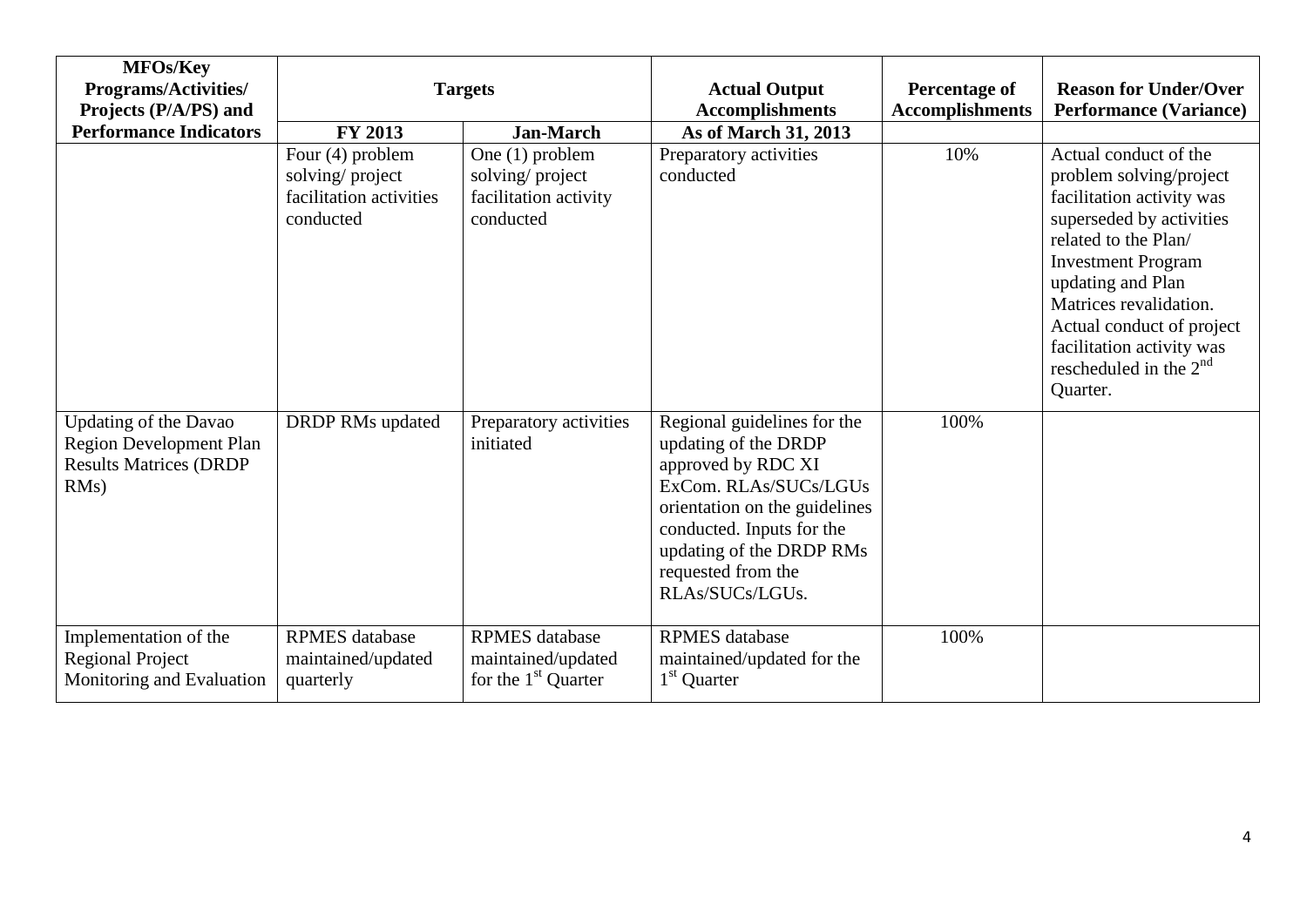| MFOs/Key Programs/Activities/ Projects (P/A/PS) and Performance Indicators | Targets | | Actual Output Accomplishments | Percentage of Accomplishments | Reason for Under/Over Performance (Variance) |
|---|---|---|---|---|---|
| | FY 2013 | Jan-March | As of March 31, 2013 | | |
| | Four (4) problem solving/ project facilitation activities conducted | One (1) problem solving/ project facilitation activity conducted | Preparatory activities conducted | 10% | Actual conduct of the problem solving/project facilitation activity was superseded by activities related to the Plan/ Investment Program updating and Plan Matrices revalidation. Actual conduct of project facilitation activity was rescheduled in the 2nd Quarter. |
| Updating of the Davao Region Development Plan Results Matrices (DRDP RMs) | DRDP RMs updated | Preparatory activities initiated | Regional guidelines for the updating of the DRDP approved by RDC XI ExCom. RLAs/SUCs/LGUs orientation on the guidelines conducted. Inputs for the updating of the DRDP RMs requested from the RLAs/SUCs/LGUs. | 100% | |
| Implementation of the Regional Project Monitoring and Evaluation | RPMES database maintained/updated quarterly | RPMES database maintained/updated for the 1st Quarter | RPMES database maintained/updated for the 1st Quarter | 100% | |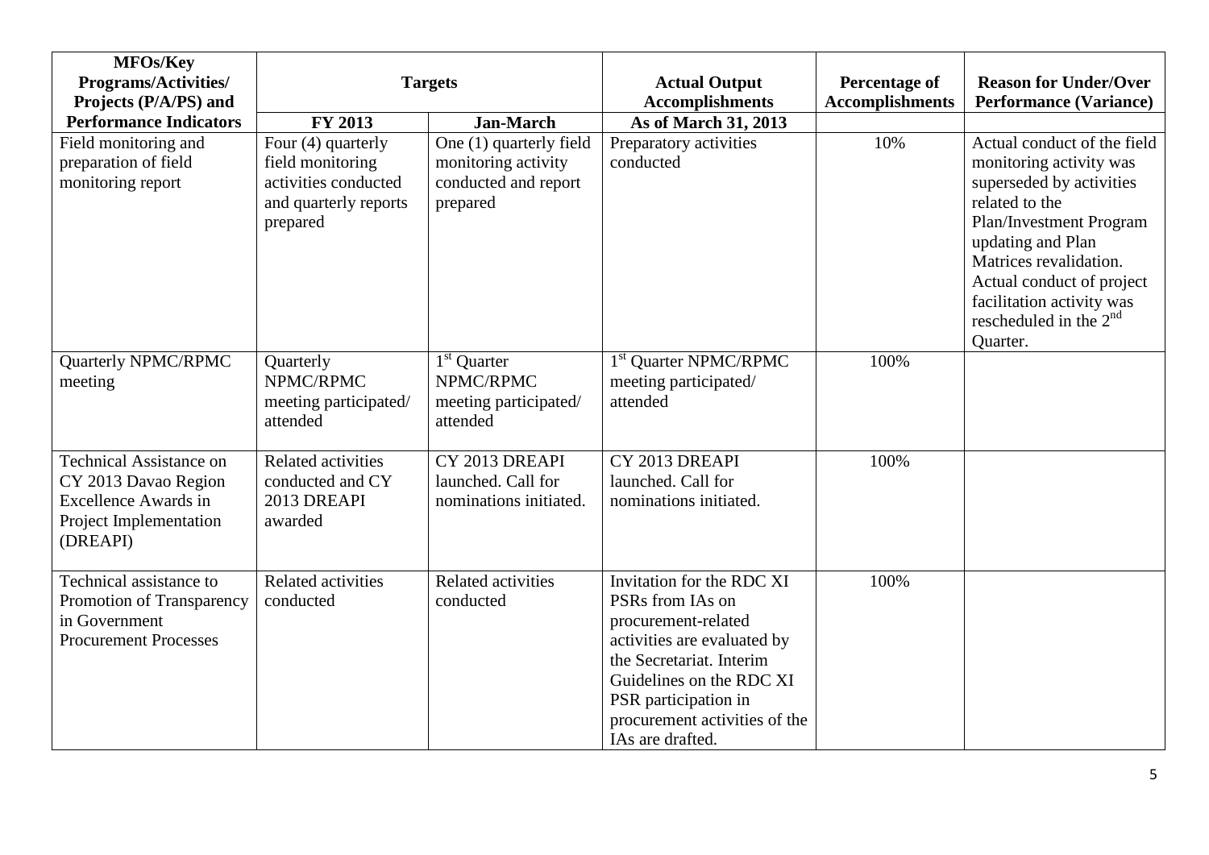| MFOs/Key Programs/Activities/ Projects (P/A/PS) and Performance Indicators | Targets | | Actual Output Accomplishments | Percentage of Accomplishments | Reason for Under/Over Performance (Variance) |
|---|---|---|---|---|---|
| | FY 2013 | Jan-March | As of March 31, 2013 | | |
| Field monitoring and preparation of field monitoring report | Four (4) quarterly field monitoring activities conducted and quarterly reports prepared | One (1) quarterly field monitoring activity conducted and report prepared | Preparatory activities conducted | 10% | Actual conduct of the field monitoring activity was superseded by activities related to the Plan/Investment Program updating and Plan Matrices revalidation. Actual conduct of project facilitation activity was rescheduled in the 2nd Quarter. |
| Quarterly NPMC/RPMC meeting | Quarterly NPMC/RPMC meeting participated/ attended | 1st Quarter NPMC/RPMC meeting participated/ attended | 1st Quarter NPMC/RPMC meeting participated/ attended | 100% | |
| Technical Assistance on CY 2013 Davao Region Excellence Awards in Project Implementation (DREAPI) | Related activities conducted and CY 2013 DREAPI awarded | CY 2013 DREAPI launched. Call for nominations initiated. | CY 2013 DREAPI launched. Call for nominations initiated. | 100% | |
| Technical assistance to Promotion of Transparency in Government Procurement Processes | Related activities conducted | Related activities conducted | Invitation for the RDC XI PSRs from IAs on procurement-related activities are evaluated by the Secretariat. Interim Guidelines on the RDC XI PSR participation in procurement activities of the IAs are drafted. | 100% | |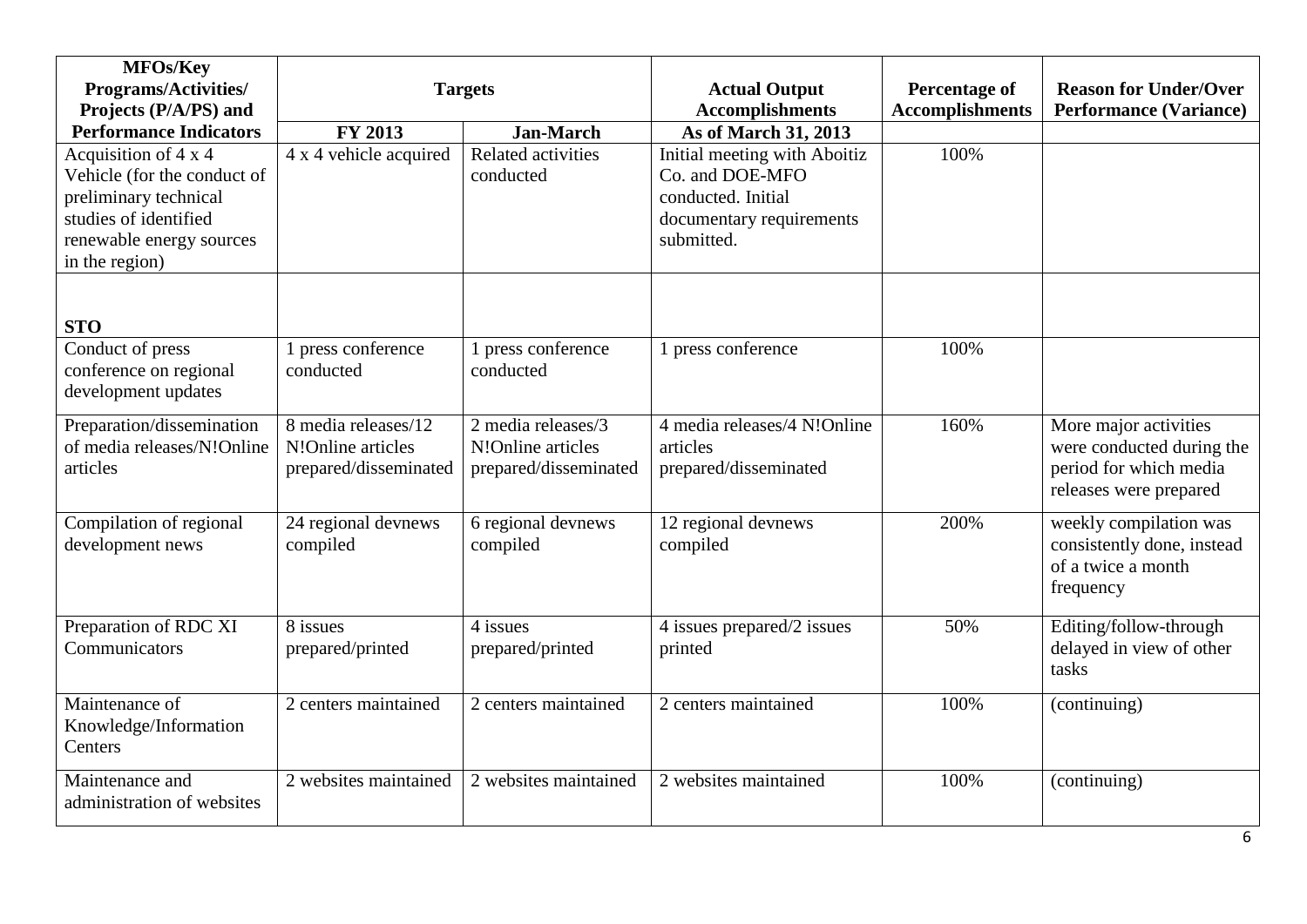| MFOs/Key Programs/Activities/ Projects (P/A/PS) and Performance Indicators | Targets | | Actual Output Accomplishments | Percentage of Accomplishments | Reason for Under/Over Performance (Variance) |
|---|---|---|---|---|---|
| | FY 2013 | Jan-March | As of March 31, 2013 | | |
| Acquisition of 4 x 4 Vehicle (for the conduct of preliminary technical studies of identified renewable energy sources in the region) | 4 x 4 vehicle acquired | Related activities conducted | Initial meeting with Aboitiz Co. and DOE-MFO conducted. Initial documentary requirements submitted. | 100% | |
| **STO** | | | | | |
| Conduct of press conference on regional development updates | 1 press conference conducted | 1 press conference conducted | 1 press conference | 100% | |
| Preparation/dissemination of media releases/N!Online articles | 8 media releases/12 N!Online articles prepared/disseminated | 2 media releases/3 N!Online articles prepared/disseminated | 4 media releases/4 N!Online articles prepared/disseminated | 160% | More major activities were conducted during the period for which media releases were prepared |
| Compilation of regional development news | 24 regional devnews compiled | 6 regional devnews compiled | 12 regional devnews compiled | 200% | weekly compilation was consistently done, instead of a twice a month frequency |
| Preparation of RDC XI Communicators | 8 issues prepared/printed | 4 issues prepared/printed | 4 issues prepared/2 issues printed | 50% | Editing/follow-through delayed in view of other tasks |
| Maintenance of Knowledge/Information Centers | 2 centers maintained | 2 centers maintained | 2 centers maintained | 100% | (continuing) |
| Maintenance and administration of websites | 2 websites maintained | 2 websites maintained | 2 websites maintained | 100% | (continuing) |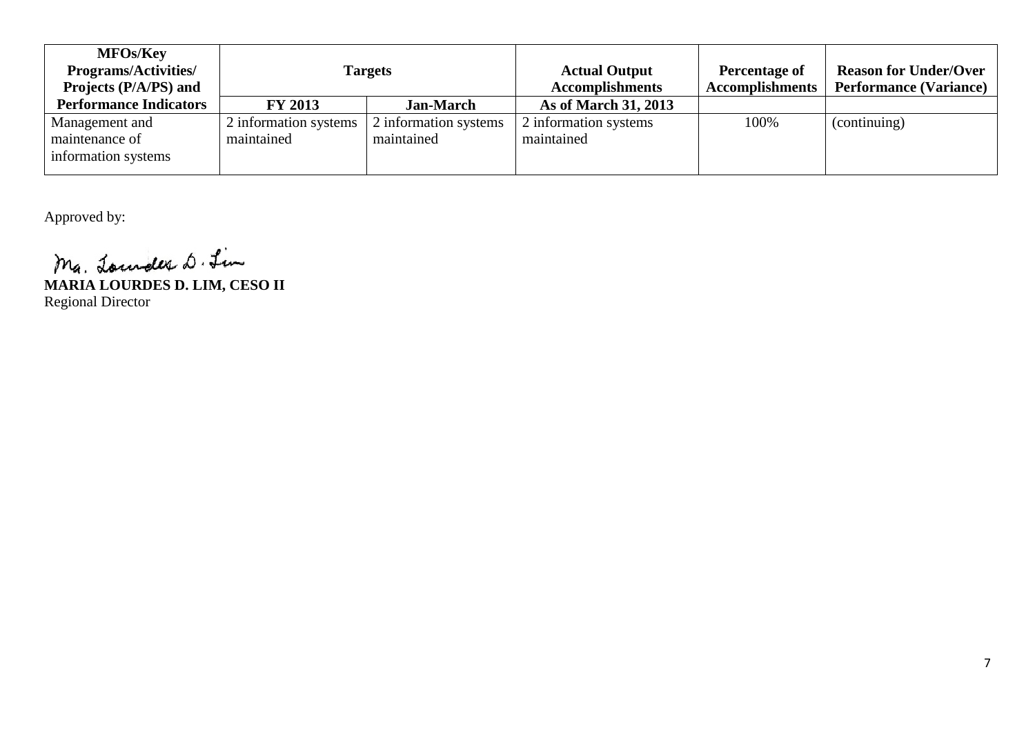| MFOs/Key Programs/Activities/ Projects (P/A/PS) and | Targets | | Actual Output Accomplishments | Percentage of Accomplishments | Reason for Under/Over Performance (Variance) |
|---|---|---|---|---|---|
| Performance Indicators | FY 2013 | Jan-March | As of March 31, 2013 | | |
| Management and maintenance of information systems | 2 information systems maintained | 2 information systems maintained | 2 information systems maintained | 100% | (continuing) |

Approved by:

Ma. Lourdes D. Lim

**MARIA LOURDES D. LIM, CESO II**
Regional Director